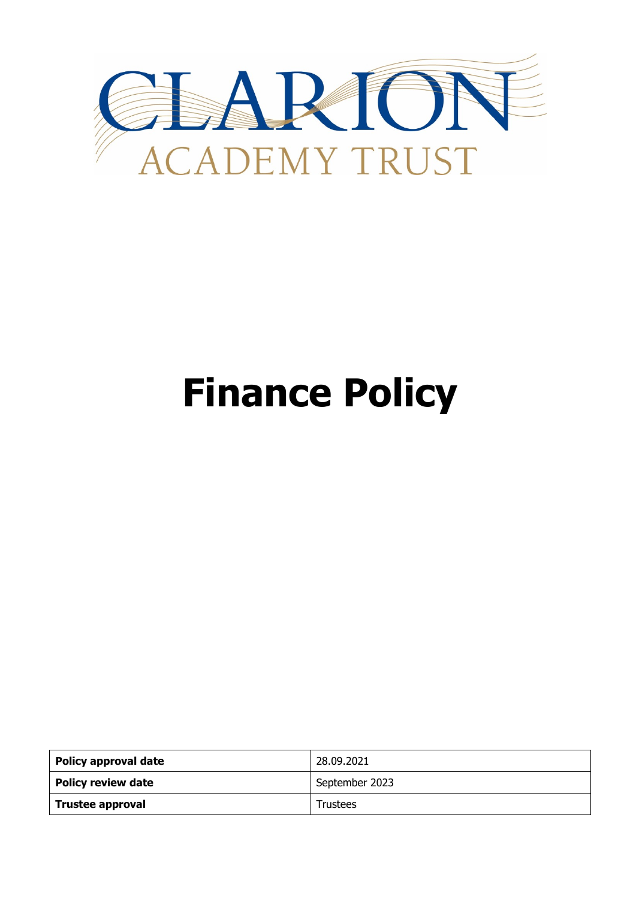CLARION

ACADEMY TRUST

# Finance Policy

| Policy approval date | 28.09.2021 |
|---|---|
| Policy review date | September 2023 |
| Trustee approval | Trustees |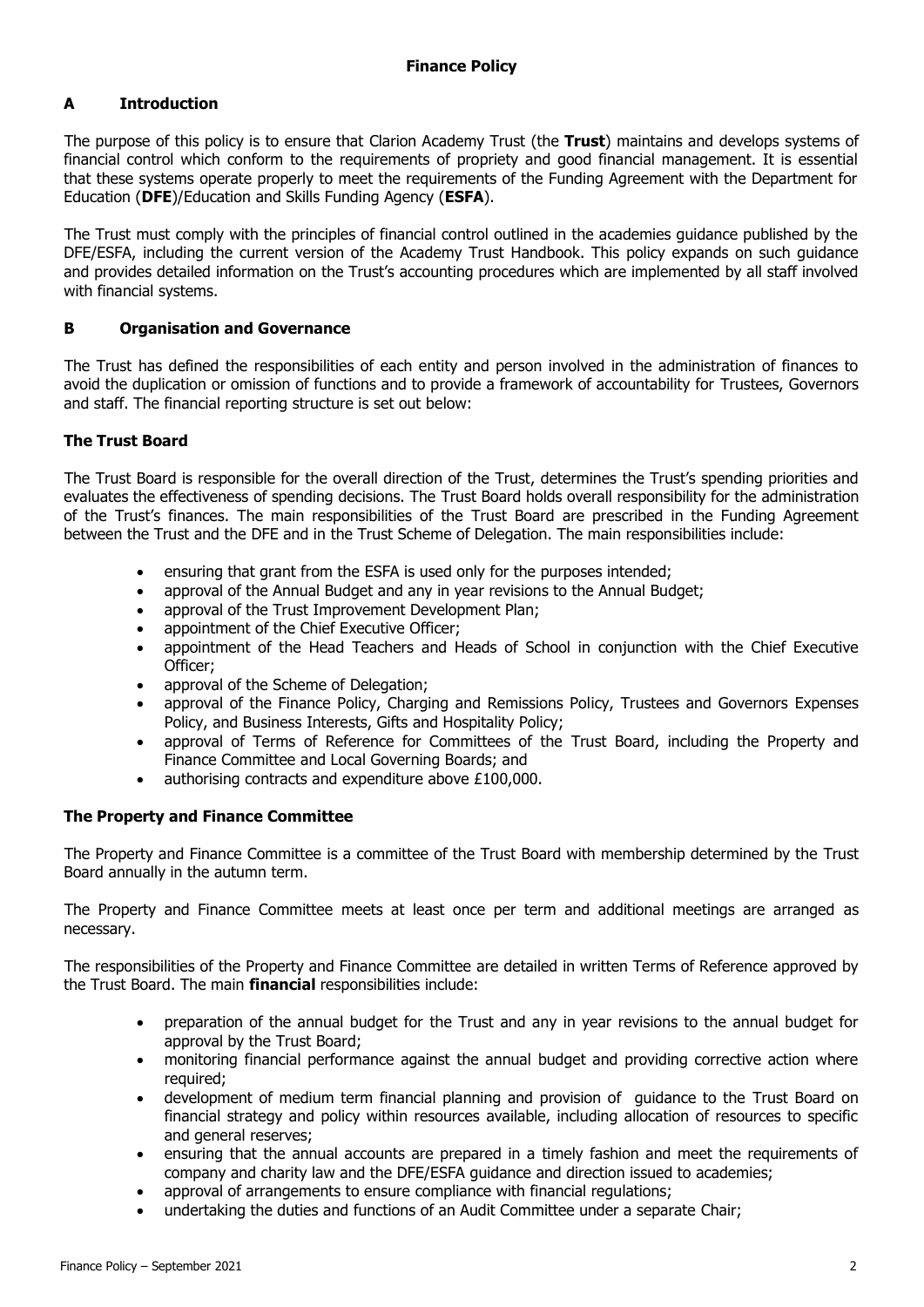# Finance Policy

## A Introduction

The purpose of this policy is to ensure that Clarion Academy Trust (the **Trust**) maintains and develops systems of financial control which conform to the requirements of propriety and good financial management. It is essential that these systems operate properly to meet the requirements of the Funding Agreement with the Department for Education (**DFE**)/Education and Skills Funding Agency (**ESFA**).

The Trust must comply with the principles of financial control outlined in the academies guidance published by the DFE/ESFA, including the current version of the Academy Trust Handbook. This policy expands on such guidance and provides detailed information on the Trust's accounting procedures which are implemented by all staff involved with financial systems.

## B Organisation and Governance

The Trust has defined the responsibilities of each entity and person involved in the administration of finances to avoid the duplication or omission of functions and to provide a framework of accountability for Trustees, Governors and staff. The financial reporting structure is set out below:

### The Trust Board

The Trust Board is responsible for the overall direction of the Trust, determines the Trust's spending priorities and evaluates the effectiveness of spending decisions. The Trust Board holds overall responsibility for the administration of the Trust's finances. The main responsibilities of the Trust Board are prescribed in the Funding Agreement between the Trust and the DFE and in the Trust Scheme of Delegation. The main responsibilities include:

- ensuring that grant from the ESFA is used only for the purposes intended;
- approval of the Annual Budget and any in year revisions to the Annual Budget;
- approval of the Trust Improvement Development Plan;
- appointment of the Chief Executive Officer;
- appointment of the Head Teachers and Heads of School in conjunction with the Chief Executive Officer;
- approval of the Scheme of Delegation;
- approval of the Finance Policy, Charging and Remissions Policy, Trustees and Governors Expenses Policy, and Business Interests, Gifts and Hospitality Policy;
- approval of Terms of Reference for Committees of the Trust Board, including the Property and Finance Committee and Local Governing Boards; and
- authorising contracts and expenditure above £100,000.

### The Property and Finance Committee

The Property and Finance Committee is a committee of the Trust Board with membership determined by the Trust Board annually in the autumn term.

The Property and Finance Committee meets at least once per term and additional meetings are arranged as necessary.

The responsibilities of the Property and Finance Committee are detailed in written Terms of Reference approved by the Trust Board. The main **financial** responsibilities include:

- preparation of the annual budget for the Trust and any in year revisions to the annual budget for approval by the Trust Board;
- monitoring financial performance against the annual budget and providing corrective action where required;
- development of medium term financial planning and provision of guidance to the Trust Board on financial strategy and policy within resources available, including allocation of resources to specific and general reserves;
- ensuring that the annual accounts are prepared in a timely fashion and meet the requirements of company and charity law and the DFE/ESFA guidance and direction issued to academies;
- approval of arrangements to ensure compliance with financial regulations;
- undertaking the duties and functions of an Audit Committee under a separate Chair;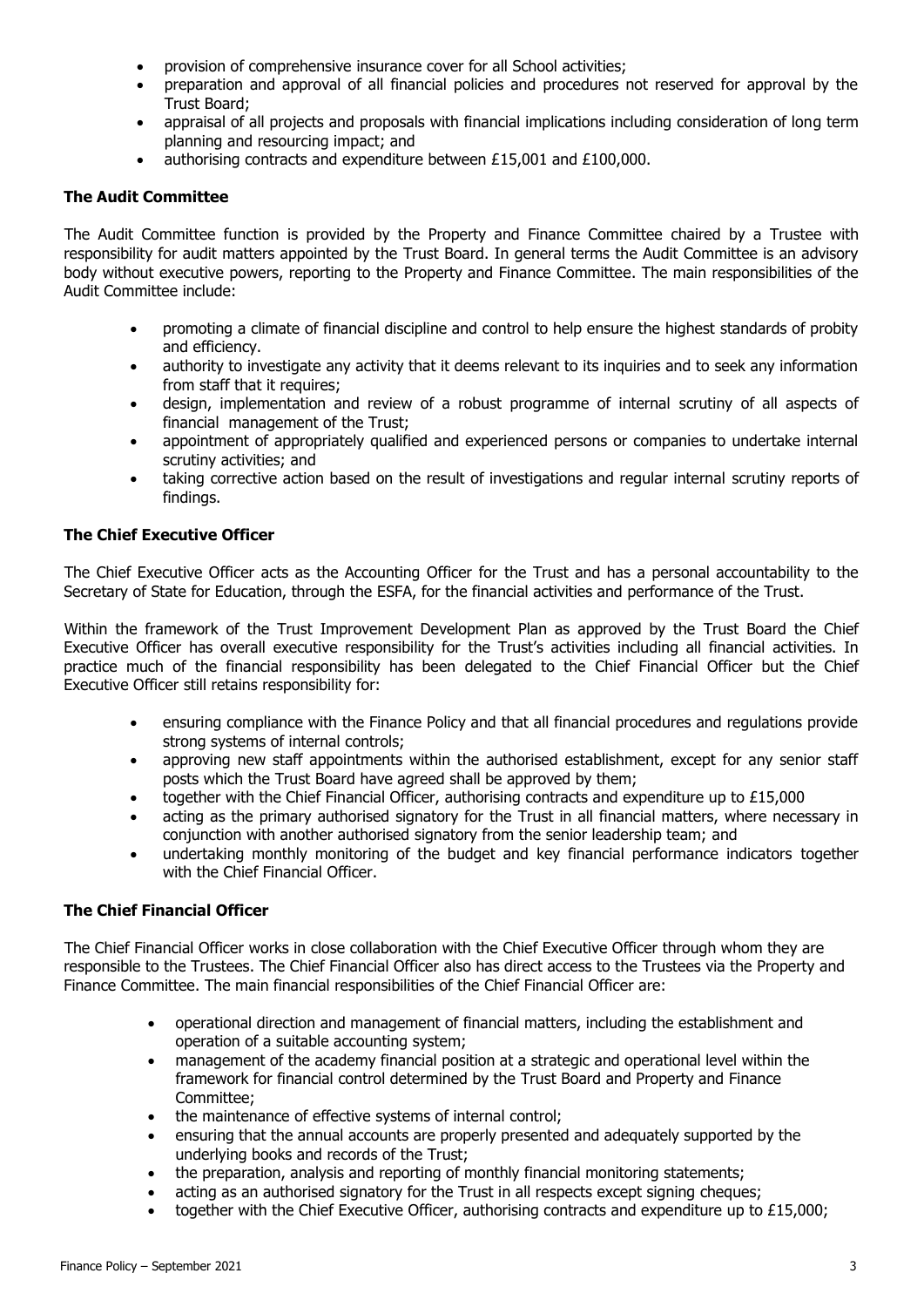- provision of comprehensive insurance cover for all School activities;
- preparation and approval of all financial policies and procedures not reserved for approval by the Trust Board;
- appraisal of all projects and proposals with financial implications including consideration of long term planning and resourcing impact; and
- authorising contracts and expenditure between £15,001 and £100,000.

**The Audit Committee**

The Audit Committee function is provided by the Property and Finance Committee chaired by a Trustee with responsibility for audit matters appointed by the Trust Board. In general terms the Audit Committee is an advisory body without executive powers, reporting to the Property and Finance Committee. The main responsibilities of the Audit Committee include:

- promoting a climate of financial discipline and control to help ensure the highest standards of probity and efficiency.
- authority to investigate any activity that it deems relevant to its inquiries and to seek any information from staff that it requires;
- design, implementation and review of a robust programme of internal scrutiny of all aspects of financial management of the Trust;
- appointment of appropriately qualified and experienced persons or companies to undertake internal scrutiny activities; and
- taking corrective action based on the result of investigations and regular internal scrutiny reports of findings.

**The Chief Executive Officer**

The Chief Executive Officer acts as the Accounting Officer for the Trust and has a personal accountability to the Secretary of State for Education, through the ESFA, for the financial activities and performance of the Trust.

Within the framework of the Trust Improvement Development Plan as approved by the Trust Board the Chief Executive Officer has overall executive responsibility for the Trust's activities including all financial activities. In practice much of the financial responsibility has been delegated to the Chief Financial Officer but the Chief Executive Officer still retains responsibility for:

- ensuring compliance with the Finance Policy and that all financial procedures and regulations provide strong systems of internal controls;
- approving new staff appointments within the authorised establishment, except for any senior staff posts which the Trust Board have agreed shall be approved by them;
- together with the Chief Financial Officer, authorising contracts and expenditure up to £15,000
- acting as the primary authorised signatory for the Trust in all financial matters, where necessary in conjunction with another authorised signatory from the senior leadership team; and
- undertaking monthly monitoring of the budget and key financial performance indicators together with the Chief Financial Officer.

**The Chief Financial Officer**

The Chief Financial Officer works in close collaboration with the Chief Executive Officer through whom they are responsible to the Trustees. The Chief Financial Officer also has direct access to the Trustees via the Property and Finance Committee. The main financial responsibilities of the Chief Financial Officer are:

- operational direction and management of financial matters, including the establishment and operation of a suitable accounting system;
- management of the academy financial position at a strategic and operational level within the framework for financial control determined by the Trust Board and Property and Finance Committee;
- the maintenance of effective systems of internal control;
- ensuring that the annual accounts are properly presented and adequately supported by the underlying books and records of the Trust;
- the preparation, analysis and reporting of monthly financial monitoring statements;
- acting as an authorised signatory for the Trust in all respects except signing cheques;
- together with the Chief Executive Officer, authorising contracts and expenditure up to £15,000;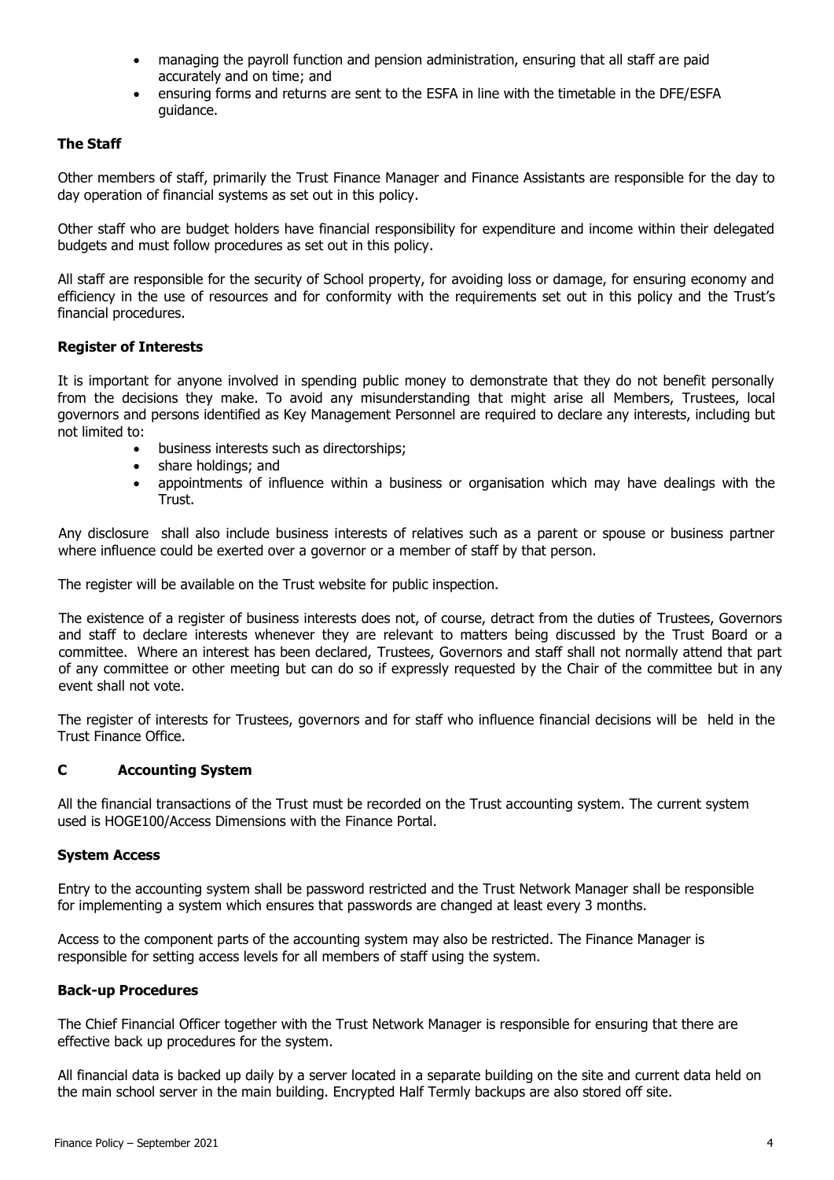- managing the payroll function and pension administration, ensuring that all staff are paid accurately and on time; and
- ensuring forms and returns are sent to the ESFA in line with the timetable in the DFE/ESFA guidance.

**The Staff**

Other members of staff, primarily the Trust Finance Manager and Finance Assistants are responsible for the day to day operation of financial systems as set out in this policy.

Other staff who are budget holders have financial responsibility for expenditure and income within their delegated budgets and must follow procedures as set out in this policy.

All staff are responsible for the security of School property, for avoiding loss or damage, for ensuring economy and efficiency in the use of resources and for conformity with the requirements set out in this policy and the Trust's financial procedures.

**Register of Interests**

It is important for anyone involved in spending public money to demonstrate that they do not benefit personally from the decisions they make. To avoid any misunderstanding that might arise all Members, Trustees, local governors and persons identified as Key Management Personnel are required to declare any interests, including but not limited to:

- business interests such as directorships;
- share holdings; and
- appointments of influence within a business or organisation which may have dealings with the Trust.

Any disclosure shall also include business interests of relatives such as a parent or spouse or business partner where influence could be exerted over a governor or a member of staff by that person.

The register will be available on the Trust website for public inspection.

The existence of a register of business interests does not, of course, detract from the duties of Trustees, Governors and staff to declare interests whenever they are relevant to matters being discussed by the Trust Board or a committee. Where an interest has been declared, Trustees, Governors and staff shall not normally attend that part of any committee or other meeting but can do so if expressly requested by the Chair of the committee but in any event shall not vote.

The register of interests for Trustees, governors and for staff who influence financial decisions will be held in the Trust Finance Office.

## C Accounting System

All the financial transactions of the Trust must be recorded on the Trust accounting system. The current system used is HOGE100/Access Dimensions with the Finance Portal.

**System Access**

Entry to the accounting system shall be password restricted and the Trust Network Manager shall be responsible for implementing a system which ensures that passwords are changed at least every 3 months.

Access to the component parts of the accounting system may also be restricted. The Finance Manager is responsible for setting access levels for all members of staff using the system.

**Back-up Procedures**

The Chief Financial Officer together with the Trust Network Manager is responsible for ensuring that there are effective back up procedures for the system.

All financial data is backed up daily by a server located in a separate building on the site and current data held on the main school server in the main building. Encrypted Half Termly backups are also stored off site.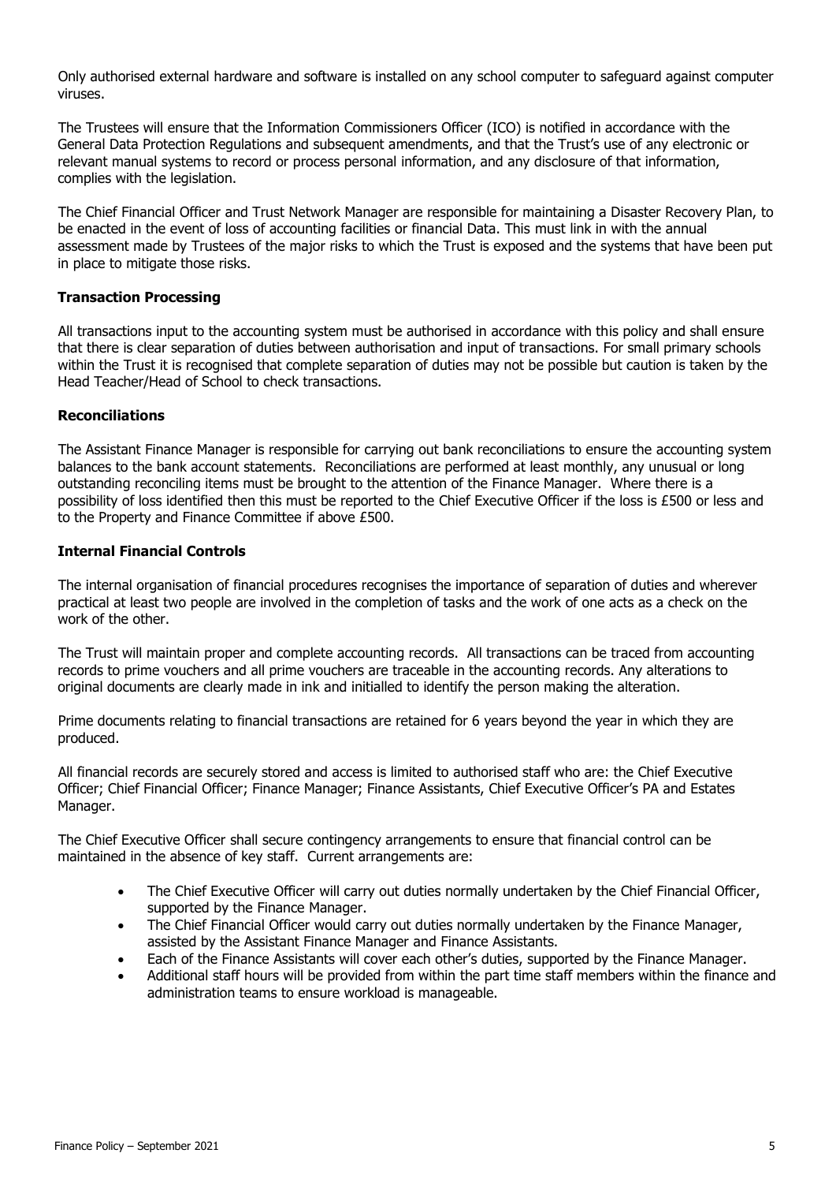Only authorised external hardware and software is installed on any school computer to safeguard against computer viruses.

The Trustees will ensure that the Information Commissioners Officer (ICO) is notified in accordance with the General Data Protection Regulations and subsequent amendments, and that the Trust's use of any electronic or relevant manual systems to record or process personal information, and any disclosure of that information, complies with the legislation.

The Chief Financial Officer and Trust Network Manager are responsible for maintaining a Disaster Recovery Plan, to be enacted in the event of loss of accounting facilities or financial Data. This must link in with the annual assessment made by Trustees of the major risks to which the Trust is exposed and the systems that have been put in place to mitigate those risks.

**Transaction Processing**

All transactions input to the accounting system must be authorised in accordance with this policy and shall ensure that there is clear separation of duties between authorisation and input of transactions. For small primary schools within the Trust it is recognised that complete separation of duties may not be possible but caution is taken by the Head Teacher/Head of School to check transactions.

**Reconciliations**

The Assistant Finance Manager is responsible for carrying out bank reconciliations to ensure the accounting system balances to the bank account statements. Reconciliations are performed at least monthly, any unusual or long outstanding reconciling items must be brought to the attention of the Finance Manager. Where there is a possibility of loss identified then this must be reported to the Chief Executive Officer if the loss is £500 or less and to the Property and Finance Committee if above £500.

**Internal Financial Controls**

The internal organisation of financial procedures recognises the importance of separation of duties and wherever practical at least two people are involved in the completion of tasks and the work of one acts as a check on the work of the other.

The Trust will maintain proper and complete accounting records. All transactions can be traced from accounting records to prime vouchers and all prime vouchers are traceable in the accounting records. Any alterations to original documents are clearly made in ink and initialled to identify the person making the alteration.

Prime documents relating to financial transactions are retained for 6 years beyond the year in which they are produced.

All financial records are securely stored and access is limited to authorised staff who are: the Chief Executive Officer; Chief Financial Officer; Finance Manager; Finance Assistants, Chief Executive Officer's PA and Estates Manager.

The Chief Executive Officer shall secure contingency arrangements to ensure that financial control can be maintained in the absence of key staff. Current arrangements are:

- The Chief Executive Officer will carry out duties normally undertaken by the Chief Financial Officer, supported by the Finance Manager.
- The Chief Financial Officer would carry out duties normally undertaken by the Finance Manager, assisted by the Assistant Finance Manager and Finance Assistants.
- Each of the Finance Assistants will cover each other's duties, supported by the Finance Manager.
- Additional staff hours will be provided from within the part time staff members within the finance and administration teams to ensure workload is manageable.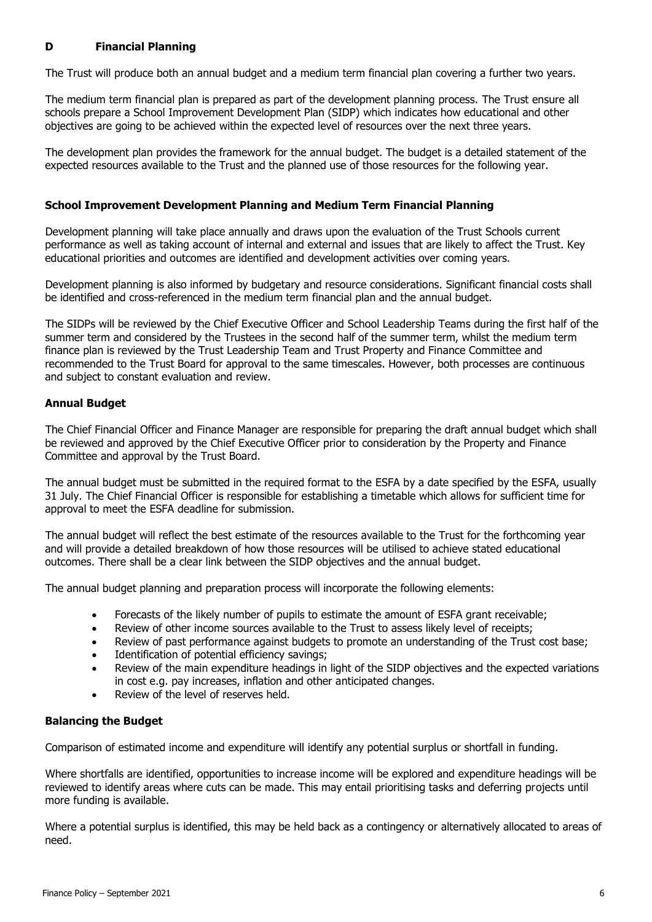## D Financial Planning

The Trust will produce both an annual budget and a medium term financial plan covering a further two years.

The medium term financial plan is prepared as part of the development planning process. The Trust ensure all schools prepare a School Improvement Development Plan (SIDP) which indicates how educational and other objectives are going to be achieved within the expected level of resources over the next three years.

The development plan provides the framework for the annual budget. The budget is a detailed statement of the expected resources available to the Trust and the planned use of those resources for the following year.

### School Improvement Development Planning and Medium Term Financial Planning

Development planning will take place annually and draws upon the evaluation of the Trust Schools current performance as well as taking account of internal and external and issues that are likely to affect the Trust. Key educational priorities and outcomes are identified and development activities over coming years.

Development planning is also informed by budgetary and resource considerations. Significant financial costs shall be identified and cross-referenced in the medium term financial plan and the annual budget.

The SIDPs will be reviewed by the Chief Executive Officer and School Leadership Teams during the first half of the summer term and considered by the Trustees in the second half of the summer term, whilst the medium term finance plan is reviewed by the Trust Leadership Team and Trust Property and Finance Committee and recommended to the Trust Board for approval to the same timescales. However, both processes are continuous and subject to constant evaluation and review.

### Annual Budget

The Chief Financial Officer and Finance Manager are responsible for preparing the draft annual budget which shall be reviewed and approved by the Chief Executive Officer prior to consideration by the Property and Finance Committee and approval by the Trust Board.

The annual budget must be submitted in the required format to the ESFA by a date specified by the ESFA, usually 31 July. The Chief Financial Officer is responsible for establishing a timetable which allows for sufficient time for approval to meet the ESFA deadline for submission.

The annual budget will reflect the best estimate of the resources available to the Trust for the forthcoming year and will provide a detailed breakdown of how those resources will be utilised to achieve stated educational outcomes. There shall be a clear link between the SIDP objectives and the annual budget.

The annual budget planning and preparation process will incorporate the following elements:

- Forecasts of the likely number of pupils to estimate the amount of ESFA grant receivable;
- Review of other income sources available to the Trust to assess likely level of receipts;
- Review of past performance against budgets to promote an understanding of the Trust cost base;
- Identification of potential efficiency savings;
- Review of the main expenditure headings in light of the SIDP objectives and the expected variations in cost e.g. pay increases, inflation and other anticipated changes.
- Review of the level of reserves held.

### Balancing the Budget

Comparison of estimated income and expenditure will identify any potential surplus or shortfall in funding.

Where shortfalls are identified, opportunities to increase income will be explored and expenditure headings will be reviewed to identify areas where cuts can be made. This may entail prioritising tasks and deferring projects until more funding is available.

Where a potential surplus is identified, this may be held back as a contingency or alternatively allocated to areas of need.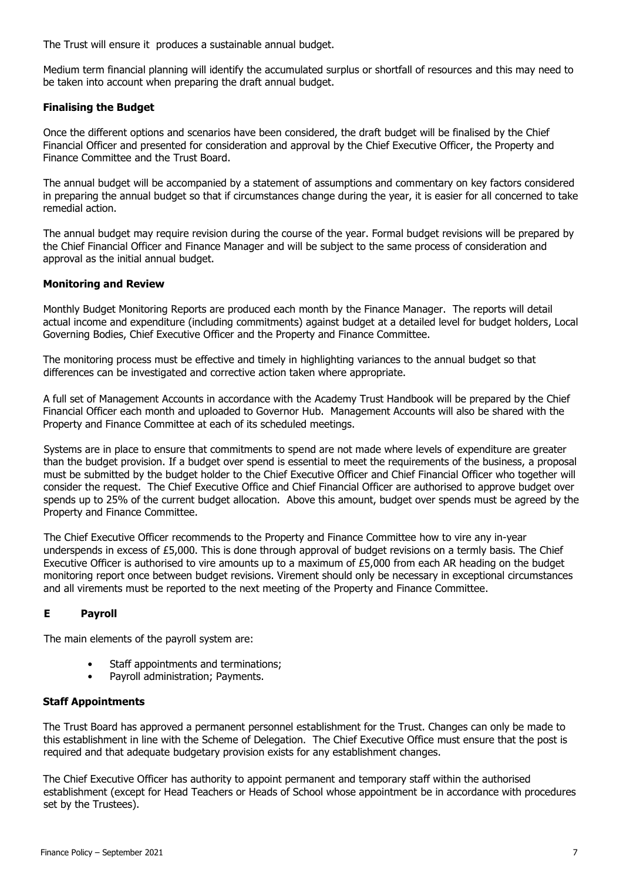The Trust will ensure it  produces a sustainable annual budget.

Medium term financial planning will identify the accumulated surplus or shortfall of resources and this may need to be taken into account when preparing the draft annual budget.

**Finalising the Budget**

Once the different options and scenarios have been considered, the draft budget will be finalised by the Chief Financial Officer and presented for consideration and approval by the Chief Executive Officer, the Property and Finance Committee and the Trust Board.

The annual budget will be accompanied by a statement of assumptions and commentary on key factors considered in preparing the annual budget so that if circumstances change during the year, it is easier for all concerned to take remedial action.

The annual budget may require revision during the course of the year. Formal budget revisions will be prepared by the Chief Financial Officer and Finance Manager and will be subject to the same process of consideration and approval as the initial annual budget.

**Monitoring and Review**

Monthly Budget Monitoring Reports are produced each month by the Finance Manager. The reports will detail actual income and expenditure (including commitments) against budget at a detailed level for budget holders, Local Governing Bodies, Chief Executive Officer and the Property and Finance Committee.

The monitoring process must be effective and timely in highlighting variances to the annual budget so that differences can be investigated and corrective action taken where appropriate.

A full set of Management Accounts in accordance with the Academy Trust Handbook will be prepared by the Chief Financial Officer each month and uploaded to Governor Hub. Management Accounts will also be shared with the Property and Finance Committee at each of its scheduled meetings.

Systems are in place to ensure that commitments to spend are not made where levels of expenditure are greater than the budget provision. If a budget over spend is essential to meet the requirements of the business, a proposal must be submitted by the budget holder to the Chief Executive Officer and Chief Financial Officer who together will consider the request. The Chief Executive Office and Chief Financial Officer are authorised to approve budget over spends up to 25% of the current budget allocation. Above this amount, budget over spends must be agreed by the Property and Finance Committee.

The Chief Executive Officer recommends to the Property and Finance Committee how to vire any in-year underspends in excess of £5,000. This is done through approval of budget revisions on a termly basis. The Chief Executive Officer is authorised to vire amounts up to a maximum of £5,000 from each AR heading on the budget monitoring report once between budget revisions. Virement should only be necessary in exceptional circumstances and all virements must be reported to the next meeting of the Property and Finance Committee.

## E Payroll

The main elements of the payroll system are:

- Staff appointments and terminations;
- Payroll administration; Payments.

**Staff Appointments**

The Trust Board has approved a permanent personnel establishment for the Trust. Changes can only be made to this establishment in line with the Scheme of Delegation. The Chief Executive Office must ensure that the post is required and that adequate budgetary provision exists for any establishment changes.

The Chief Executive Officer has authority to appoint permanent and temporary staff within the authorised establishment (except for Head Teachers or Heads of School whose appointment be in accordance with procedures set by the Trustees).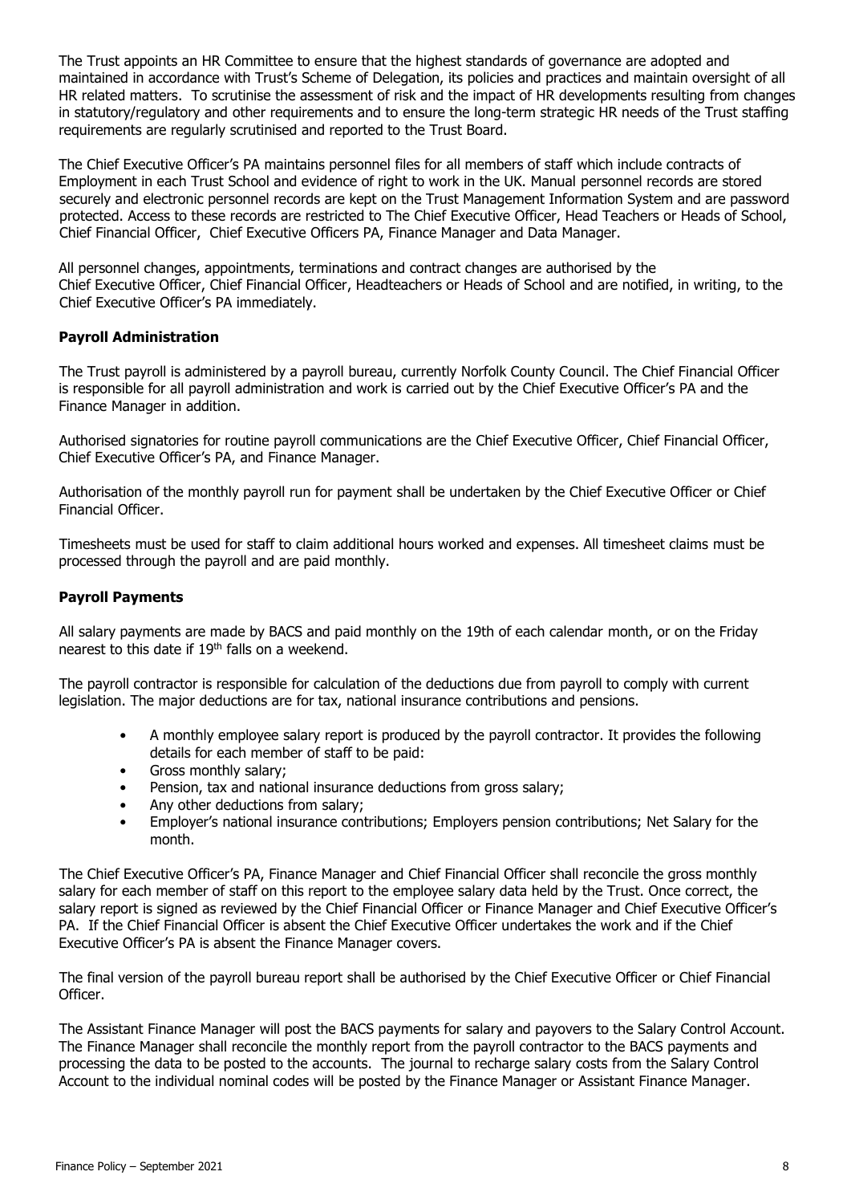The Trust appoints an HR Committee to ensure that the highest standards of governance are adopted and maintained in accordance with Trust's Scheme of Delegation, its policies and practices and maintain oversight of all HR related matters. To scrutinise the assessment of risk and the impact of HR developments resulting from changes in statutory/regulatory and other requirements and to ensure the long-term strategic HR needs of the Trust staffing requirements are regularly scrutinised and reported to the Trust Board.

The Chief Executive Officer's PA maintains personnel files for all members of staff which include contracts of Employment in each Trust School and evidence of right to work in the UK. Manual personnel records are stored securely and electronic personnel records are kept on the Trust Management Information System and are password protected. Access to these records are restricted to The Chief Executive Officer, Head Teachers or Heads of School, Chief Financial Officer, Chief Executive Officers PA, Finance Manager and Data Manager.

All personnel changes, appointments, terminations and contract changes are authorised by the Chief Executive Officer, Chief Financial Officer, Headteachers or Heads of School and are notified, in writing, to the Chief Executive Officer's PA immediately.

**Payroll Administration**

The Trust payroll is administered by a payroll bureau, currently Norfolk County Council. The Chief Financial Officer is responsible for all payroll administration and work is carried out by the Chief Executive Officer's PA and the Finance Manager in addition.

Authorised signatories for routine payroll communications are the Chief Executive Officer, Chief Financial Officer, Chief Executive Officer's PA, and Finance Manager.

Authorisation of the monthly payroll run for payment shall be undertaken by the Chief Executive Officer or Chief Financial Officer.

Timesheets must be used for staff to claim additional hours worked and expenses. All timesheet claims must be processed through the payroll and are paid monthly.

**Payroll Payments**

All salary payments are made by BACS and paid monthly on the 19th of each calendar month, or on the Friday nearest to this date if 19th falls on a weekend.

The payroll contractor is responsible for calculation of the deductions due from payroll to comply with current legislation. The major deductions are for tax, national insurance contributions and pensions.

- A monthly employee salary report is produced by the payroll contractor. It provides the following details for each member of staff to be paid:
- Gross monthly salary;
- Pension, tax and national insurance deductions from gross salary;
- Any other deductions from salary;
- Employer's national insurance contributions; Employers pension contributions; Net Salary for the month.

The Chief Executive Officer's PA, Finance Manager and Chief Financial Officer shall reconcile the gross monthly salary for each member of staff on this report to the employee salary data held by the Trust. Once correct, the salary report is signed as reviewed by the Chief Financial Officer or Finance Manager and Chief Executive Officer's PA. If the Chief Financial Officer is absent the Chief Executive Officer undertakes the work and if the Chief Executive Officer's PA is absent the Finance Manager covers.

The final version of the payroll bureau report shall be authorised by the Chief Executive Officer or Chief Financial Officer.

The Assistant Finance Manager will post the BACS payments for salary and payovers to the Salary Control Account. The Finance Manager shall reconcile the monthly report from the payroll contractor to the BACS payments and processing the data to be posted to the accounts. The journal to recharge salary costs from the Salary Control Account to the individual nominal codes will be posted by the Finance Manager or Assistant Finance Manager.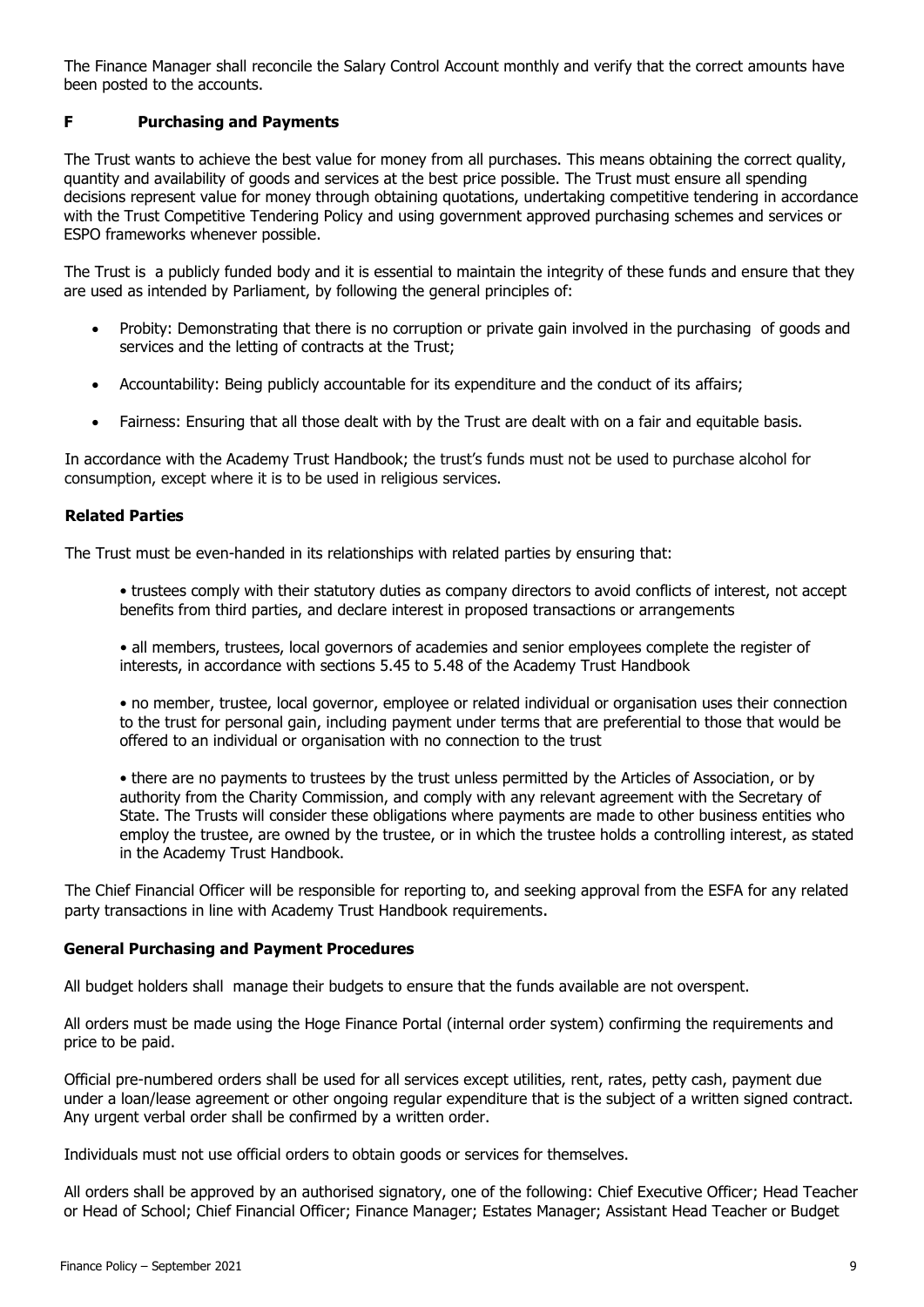The Finance Manager shall reconcile the Salary Control Account monthly and verify that the correct amounts have been posted to the accounts.

## F Purchasing and Payments

The Trust wants to achieve the best value for money from all purchases. This means obtaining the correct quality, quantity and availability of goods and services at the best price possible. The Trust must ensure all spending decisions represent value for money through obtaining quotations, undertaking competitive tendering in accordance with the Trust Competitive Tendering Policy and using government approved purchasing schemes and services or ESPO frameworks whenever possible.

The Trust is a publicly funded body and it is essential to maintain the integrity of these funds and ensure that they are used as intended by Parliament, by following the general principles of:

- Probity: Demonstrating that there is no corruption or private gain involved in the purchasing of goods and services and the letting of contracts at the Trust;
- Accountability: Being publicly accountable for its expenditure and the conduct of its affairs;
- Fairness: Ensuring that all those dealt with by the Trust are dealt with on a fair and equitable basis.

In accordance with the Academy Trust Handbook; the trust's funds must not be used to purchase alcohol for consumption, except where it is to be used in religious services.

### Related Parties

The Trust must be even-handed in its relationships with related parties by ensuring that:

- trustees comply with their statutory duties as company directors to avoid conflicts of interest, not accept benefits from third parties, and declare interest in proposed transactions or arrangements
- all members, trustees, local governors of academies and senior employees complete the register of interests, in accordance with sections 5.45 to 5.48 of the Academy Trust Handbook
- no member, trustee, local governor, employee or related individual or organisation uses their connection to the trust for personal gain, including payment under terms that are preferential to those that would be offered to an individual or organisation with no connection to the trust
- there are no payments to trustees by the trust unless permitted by the Articles of Association, or by authority from the Charity Commission, and comply with any relevant agreement with the Secretary of State. The Trusts will consider these obligations where payments are made to other business entities who employ the trustee, are owned by the trustee, or in which the trustee holds a controlling interest, as stated in the Academy Trust Handbook.

The Chief Financial Officer will be responsible for reporting to, and seeking approval from the ESFA for any related party transactions in line with Academy Trust Handbook requirements.

### General Purchasing and Payment Procedures

All budget holders shall manage their budgets to ensure that the funds available are not overspent.

All orders must be made using the Hoge Finance Portal (internal order system) confirming the requirements and price to be paid.

Official pre-numbered orders shall be used for all services except utilities, rent, rates, petty cash, payment due under a loan/lease agreement or other ongoing regular expenditure that is the subject of a written signed contract. Any urgent verbal order shall be confirmed by a written order.

Individuals must not use official orders to obtain goods or services for themselves.

All orders shall be approved by an authorised signatory, one of the following: Chief Executive Officer; Head Teacher or Head of School; Chief Financial Officer; Finance Manager; Estates Manager; Assistant Head Teacher or Budget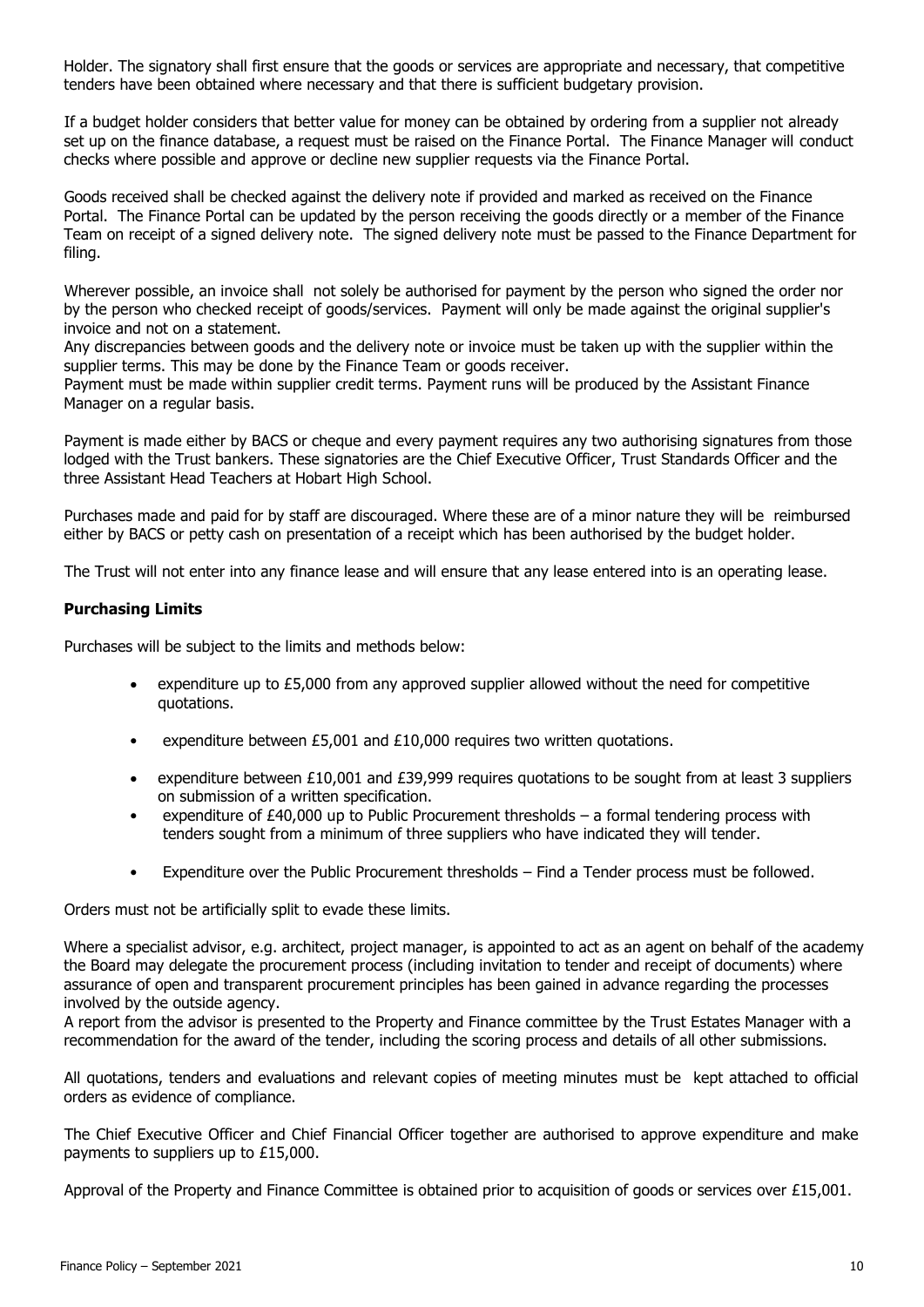Holder. The signatory shall first ensure that the goods or services are appropriate and necessary, that competitive tenders have been obtained where necessary and that there is sufficient budgetary provision.

If a budget holder considers that better value for money can be obtained by ordering from a supplier not already set up on the finance database, a request must be raised on the Finance Portal. The Finance Manager will conduct checks where possible and approve or decline new supplier requests via the Finance Portal.

Goods received shall be checked against the delivery note if provided and marked as received on the Finance Portal. The Finance Portal can be updated by the person receiving the goods directly or a member of the Finance Team on receipt of a signed delivery note. The signed delivery note must be passed to the Finance Department for filing.

Wherever possible, an invoice shall not solely be authorised for payment by the person who signed the order nor by the person who checked receipt of goods/services. Payment will only be made against the original supplier's invoice and not on a statement.
Any discrepancies between goods and the delivery note or invoice must be taken up with the supplier within the supplier terms. This may be done by the Finance Team or goods receiver.
Payment must be made within supplier credit terms. Payment runs will be produced by the Assistant Finance Manager on a regular basis.

Payment is made either by BACS or cheque and every payment requires any two authorising signatures from those lodged with the Trust bankers. These signatories are the Chief Executive Officer, Trust Standards Officer and the three Assistant Head Teachers at Hobart High School.

Purchases made and paid for by staff are discouraged. Where these are of a minor nature they will be reimbursed either by BACS or petty cash on presentation of a receipt which has been authorised by the budget holder.

The Trust will not enter into any finance lease and will ensure that any lease entered into is an operating lease.

**Purchasing Limits**

Purchases will be subject to the limits and methods below:

- expenditure up to £5,000 from any approved supplier allowed without the need for competitive quotations.
- expenditure between £5,001 and £10,000 requires two written quotations.
- expenditure between £10,001 and £39,999 requires quotations to be sought from at least 3 suppliers on submission of a written specification.
- expenditure of £40,000 up to Public Procurement thresholds – a formal tendering process with tenders sought from a minimum of three suppliers who have indicated they will tender.
- Expenditure over the Public Procurement thresholds – Find a Tender process must be followed.

Orders must not be artificially split to evade these limits.

Where a specialist advisor, e.g. architect, project manager, is appointed to act as an agent on behalf of the academy the Board may delegate the procurement process (including invitation to tender and receipt of documents) where assurance of open and transparent procurement principles has been gained in advance regarding the processes involved by the outside agency.
A report from the advisor is presented to the Property and Finance committee by the Trust Estates Manager with a recommendation for the award of the tender, including the scoring process and details of all other submissions.

All quotations, tenders and evaluations and relevant copies of meeting minutes must be kept attached to official orders as evidence of compliance.

The Chief Executive Officer and Chief Financial Officer together are authorised to approve expenditure and make payments to suppliers up to £15,000.

Approval of the Property and Finance Committee is obtained prior to acquisition of goods or services over £15,001.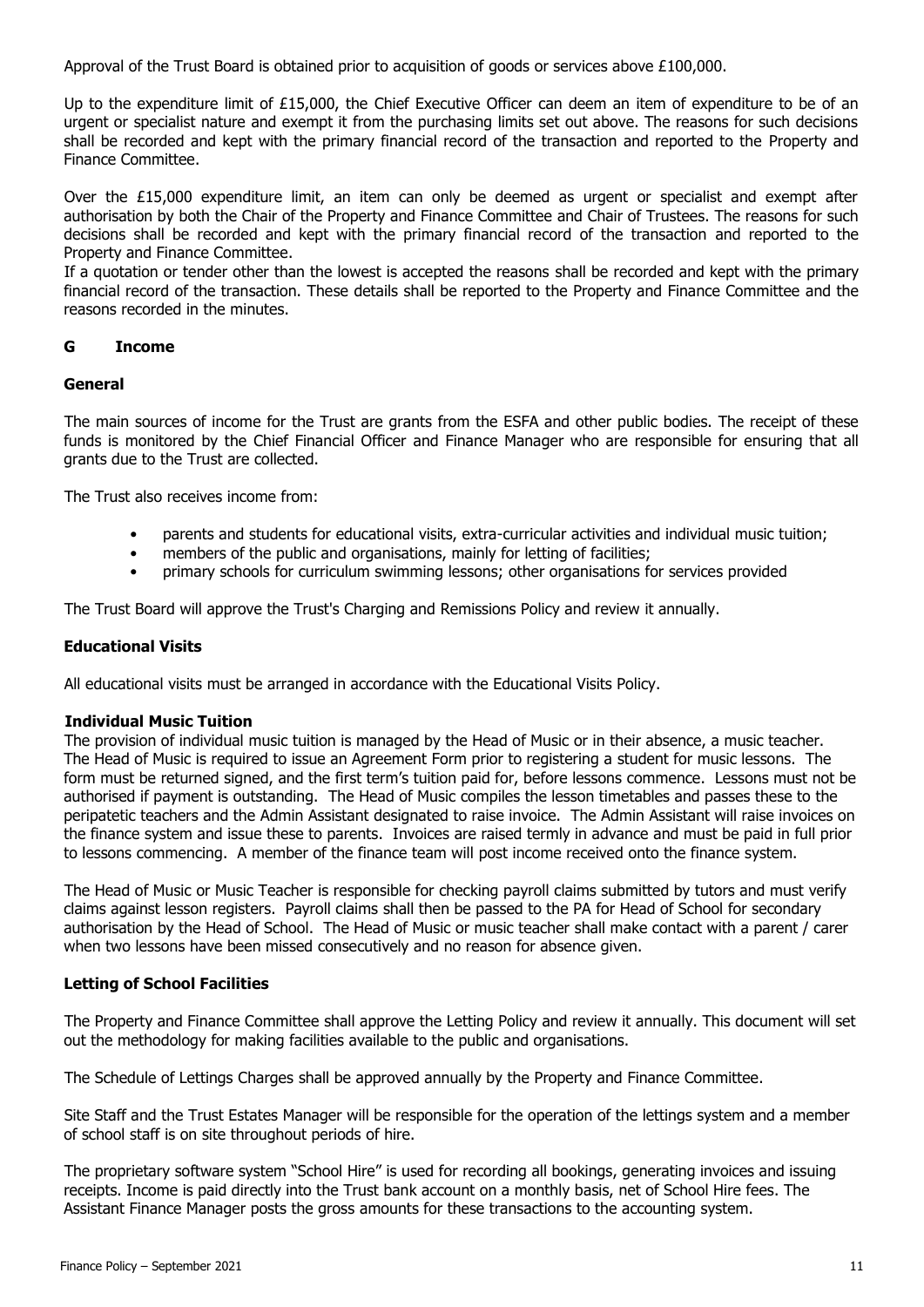Approval of the Trust Board is obtained prior to acquisition of goods or services above £100,000.

Up to the expenditure limit of £15,000, the Chief Executive Officer can deem an item of expenditure to be of an urgent or specialist nature and exempt it from the purchasing limits set out above. The reasons for such decisions shall be recorded and kept with the primary financial record of the transaction and reported to the Property and Finance Committee.

Over the £15,000 expenditure limit, an item can only be deemed as urgent or specialist and exempt after authorisation by both the Chair of the Property and Finance Committee and Chair of Trustees. The reasons for such decisions shall be recorded and kept with the primary financial record of the transaction and reported to the Property and Finance Committee.
If a quotation or tender other than the lowest is accepted the reasons shall be recorded and kept with the primary financial record of the transaction. These details shall be reported to the Property and Finance Committee and the reasons recorded in the minutes.

## G Income

### General

The main sources of income for the Trust are grants from the ESFA and other public bodies. The receipt of these funds is monitored by the Chief Financial Officer and Finance Manager who are responsible for ensuring that all grants due to the Trust are collected.

The Trust also receives income from:

- parents and students for educational visits, extra-curricular activities and individual music tuition;
- members of the public and organisations, mainly for letting of facilities;
- primary schools for curriculum swimming lessons; other organisations for services provided

The Trust Board will approve the Trust's Charging and Remissions Policy and review it annually.

### Educational Visits

All educational visits must be arranged in accordance with the Educational Visits Policy.

### Individual Music Tuition

The provision of individual music tuition is managed by the Head of Music or in their absence, a music teacher. The Head of Music is required to issue an Agreement Form prior to registering a student for music lessons. The form must be returned signed, and the first term's tuition paid for, before lessons commence. Lessons must not be authorised if payment is outstanding. The Head of Music compiles the lesson timetables and passes these to the peripatetic teachers and the Admin Assistant designated to raise invoice. The Admin Assistant will raise invoices on the finance system and issue these to parents. Invoices are raised termly in advance and must be paid in full prior to lessons commencing. A member of the finance team will post income received onto the finance system.

The Head of Music or Music Teacher is responsible for checking payroll claims submitted by tutors and must verify claims against lesson registers. Payroll claims shall then be passed to the PA for Head of School for secondary authorisation by the Head of School. The Head of Music or music teacher shall make contact with a parent / carer when two lessons have been missed consecutively and no reason for absence given.

### Letting of School Facilities

The Property and Finance Committee shall approve the Letting Policy and review it annually. This document will set out the methodology for making facilities available to the public and organisations.

The Schedule of Lettings Charges shall be approved annually by the Property and Finance Committee.

Site Staff and the Trust Estates Manager will be responsible for the operation of the lettings system and a member of school staff is on site throughout periods of hire.

The proprietary software system "School Hire" is used for recording all bookings, generating invoices and issuing receipts. Income is paid directly into the Trust bank account on a monthly basis, net of School Hire fees. The Assistant Finance Manager posts the gross amounts for these transactions to the accounting system.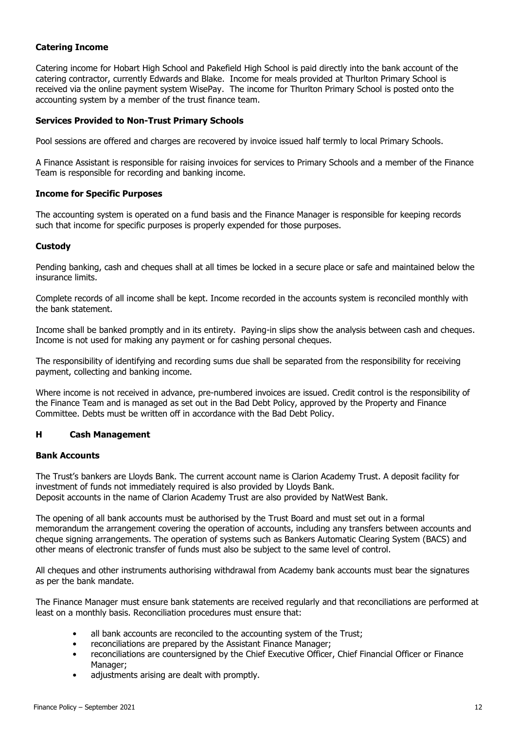### Catering Income

Catering income for Hobart High School and Pakefield High School is paid directly into the bank account of the catering contractor, currently Edwards and Blake. Income for meals provided at Thurlton Primary School is received via the online payment system WisePay. The income for Thurlton Primary School is posted onto the accounting system by a member of the trust finance team.

### Services Provided to Non-Trust Primary Schools

Pool sessions are offered and charges are recovered by invoice issued half termly to local Primary Schools.

A Finance Assistant is responsible for raising invoices for services to Primary Schools and a member of the Finance Team is responsible for recording and banking income.

### Income for Specific Purposes

The accounting system is operated on a fund basis and the Finance Manager is responsible for keeping records such that income for specific purposes is properly expended for those purposes.

### Custody

Pending banking, cash and cheques shall at all times be locked in a secure place or safe and maintained below the insurance limits.

Complete records of all income shall be kept. Income recorded in the accounts system is reconciled monthly with the bank statement.

Income shall be banked promptly and in its entirety. Paying-in slips show the analysis between cash and cheques. Income is not used for making any payment or for cashing personal cheques.

The responsibility of identifying and recording sums due shall be separated from the responsibility for receiving payment, collecting and banking income.

Where income is not received in advance, pre-numbered invoices are issued. Credit control is the responsibility of the Finance Team and is managed as set out in the Bad Debt Policy, approved by the Property and Finance Committee. Debts must be written off in accordance with the Bad Debt Policy.

## H Cash Management

### Bank Accounts

The Trust's bankers are Lloyds Bank. The current account name is Clarion Academy Trust. A deposit facility for investment of funds not immediately required is also provided by Lloyds Bank.
Deposit accounts in the name of Clarion Academy Trust are also provided by NatWest Bank.

The opening of all bank accounts must be authorised by the Trust Board and must set out in a formal memorandum the arrangement covering the operation of accounts, including any transfers between accounts and cheque signing arrangements. The operation of systems such as Bankers Automatic Clearing System (BACS) and other means of electronic transfer of funds must also be subject to the same level of control.

All cheques and other instruments authorising withdrawal from Academy bank accounts must bear the signatures as per the bank mandate.

The Finance Manager must ensure bank statements are received regularly and that reconciliations are performed at least on a monthly basis. Reconciliation procedures must ensure that:

- all bank accounts are reconciled to the accounting system of the Trust;
- reconciliations are prepared by the Assistant Finance Manager;
- reconciliations are countersigned by the Chief Executive Officer, Chief Financial Officer or Finance Manager;
- adjustments arising are dealt with promptly.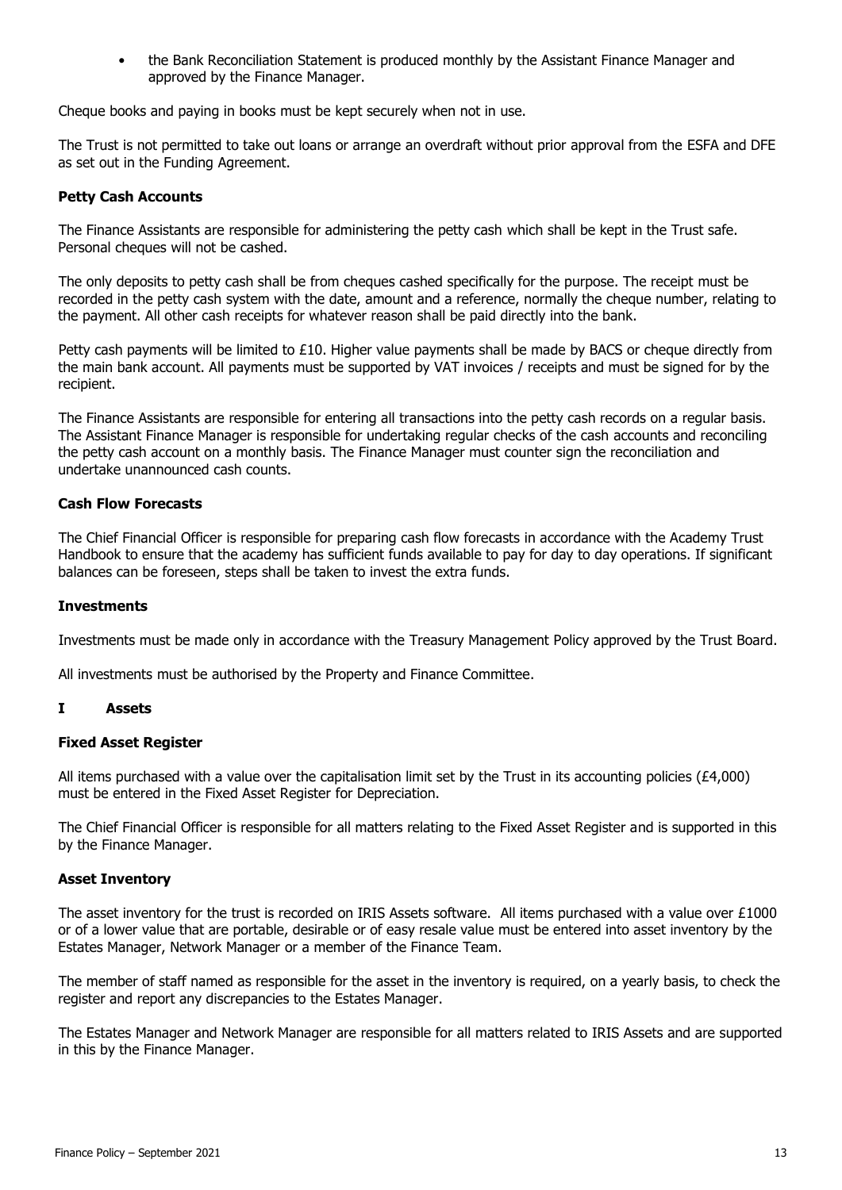- the Bank Reconciliation Statement is produced monthly by the Assistant Finance Manager and approved by the Finance Manager.

Cheque books and paying in books must be kept securely when not in use.

The Trust is not permitted to take out loans or arrange an overdraft without prior approval from the ESFA and DFE as set out in the Funding Agreement.

**Petty Cash Accounts**

The Finance Assistants are responsible for administering the petty cash which shall be kept in the Trust safe. Personal cheques will not be cashed.

The only deposits to petty cash shall be from cheques cashed specifically for the purpose. The receipt must be recorded in the petty cash system with the date, amount and a reference, normally the cheque number, relating to the payment. All other cash receipts for whatever reason shall be paid directly into the bank.

Petty cash payments will be limited to £10. Higher value payments shall be made by BACS or cheque directly from the main bank account. All payments must be supported by VAT invoices / receipts and must be signed for by the recipient.

The Finance Assistants are responsible for entering all transactions into the petty cash records on a regular basis. The Assistant Finance Manager is responsible for undertaking regular checks of the cash accounts and reconciling the petty cash account on a monthly basis. The Finance Manager must counter sign the reconciliation and undertake unannounced cash counts.

**Cash Flow Forecasts**

The Chief Financial Officer is responsible for preparing cash flow forecasts in accordance with the Academy Trust Handbook to ensure that the academy has sufficient funds available to pay for day to day operations. If significant balances can be foreseen, steps shall be taken to invest the extra funds.

**Investments**

Investments must be made only in accordance with the Treasury Management Policy approved by the Trust Board.

All investments must be authorised by the Property and Finance Committee.

## I Assets

**Fixed Asset Register**

All items purchased with a value over the capitalisation limit set by the Trust in its accounting policies (£4,000) must be entered in the Fixed Asset Register for Depreciation.

The Chief Financial Officer is responsible for all matters relating to the Fixed Asset Register and is supported in this by the Finance Manager.

**Asset Inventory**

The asset inventory for the trust is recorded on IRIS Assets software. All items purchased with a value over £1000 or of a lower value that are portable, desirable or of easy resale value must be entered into asset inventory by the Estates Manager, Network Manager or a member of the Finance Team.

The member of staff named as responsible for the asset in the inventory is required, on a yearly basis, to check the register and report any discrepancies to the Estates Manager.

The Estates Manager and Network Manager are responsible for all matters related to IRIS Assets and are supported in this by the Finance Manager.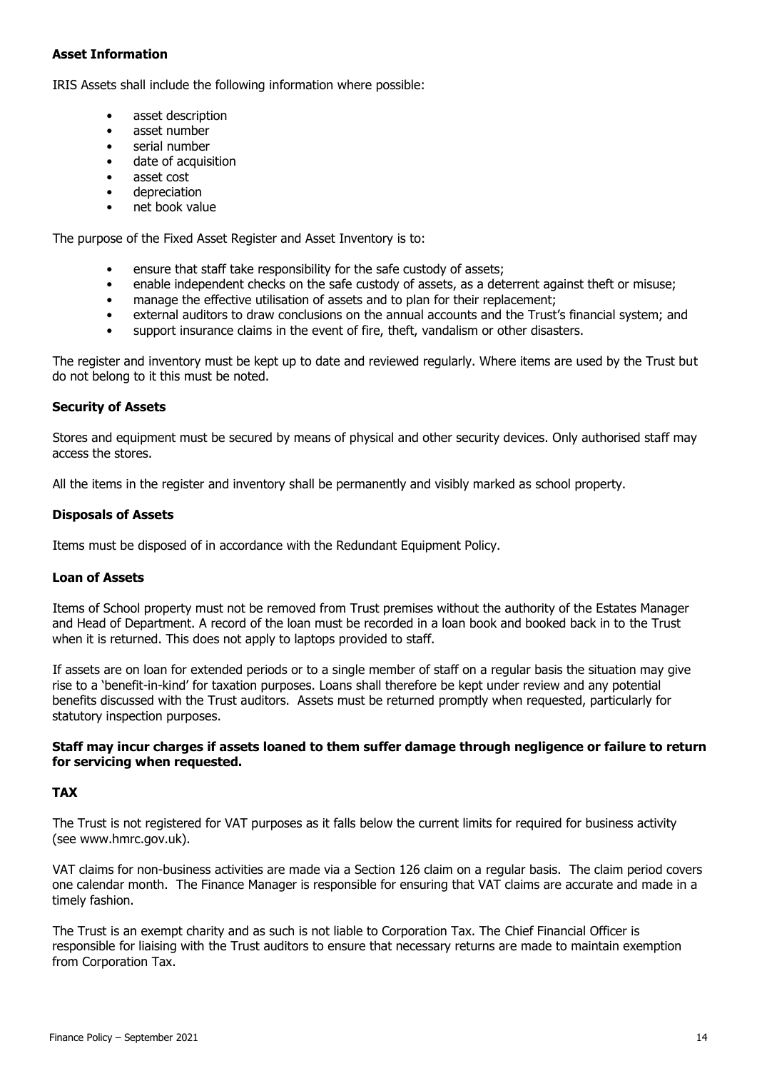## Asset Information

IRIS Assets shall include the following information where possible:

- asset description
- asset number
- serial number
- date of acquisition
- asset cost
- depreciation
- net book value

The purpose of the Fixed Asset Register and Asset Inventory is to:

- ensure that staff take responsibility for the safe custody of assets;
- enable independent checks on the safe custody of assets, as a deterrent against theft or misuse;
- manage the effective utilisation of assets and to plan for their replacement;
- external auditors to draw conclusions on the annual accounts and the Trust's financial system; and
- support insurance claims in the event of fire, theft, vandalism or other disasters.

The register and inventory must be kept up to date and reviewed regularly. Where items are used by the Trust but do not belong to it this must be noted.

## Security of Assets

Stores and equipment must be secured by means of physical and other security devices. Only authorised staff may access the stores.

All the items in the register and inventory shall be permanently and visibly marked as school property.

## Disposals of Assets

Items must be disposed of in accordance with the Redundant Equipment Policy.

## Loan of Assets

Items of School property must not be removed from Trust premises without the authority of the Estates Manager and Head of Department. A record of the loan must be recorded in a loan book and booked back in to the Trust when it is returned. This does not apply to laptops provided to staff.

If assets are on loan for extended periods or to a single member of staff on a regular basis the situation may give rise to a 'benefit-in-kind' for taxation purposes. Loans shall therefore be kept under review and any potential benefits discussed with the Trust auditors. Assets must be returned promptly when requested, particularly for statutory inspection purposes.

**Staff may incur charges if assets loaned to them suffer damage through negligence or failure to return for servicing when requested.**

## TAX

The Trust is not registered for VAT purposes as it falls below the current limits for required for business activity (see www.hmrc.gov.uk).

VAT claims for non-business activities are made via a Section 126 claim on a regular basis. The claim period covers one calendar month. The Finance Manager is responsible for ensuring that VAT claims are accurate and made in a timely fashion.

The Trust is an exempt charity and as such is not liable to Corporation Tax. The Chief Financial Officer is responsible for liaising with the Trust auditors to ensure that necessary returns are made to maintain exemption from Corporation Tax.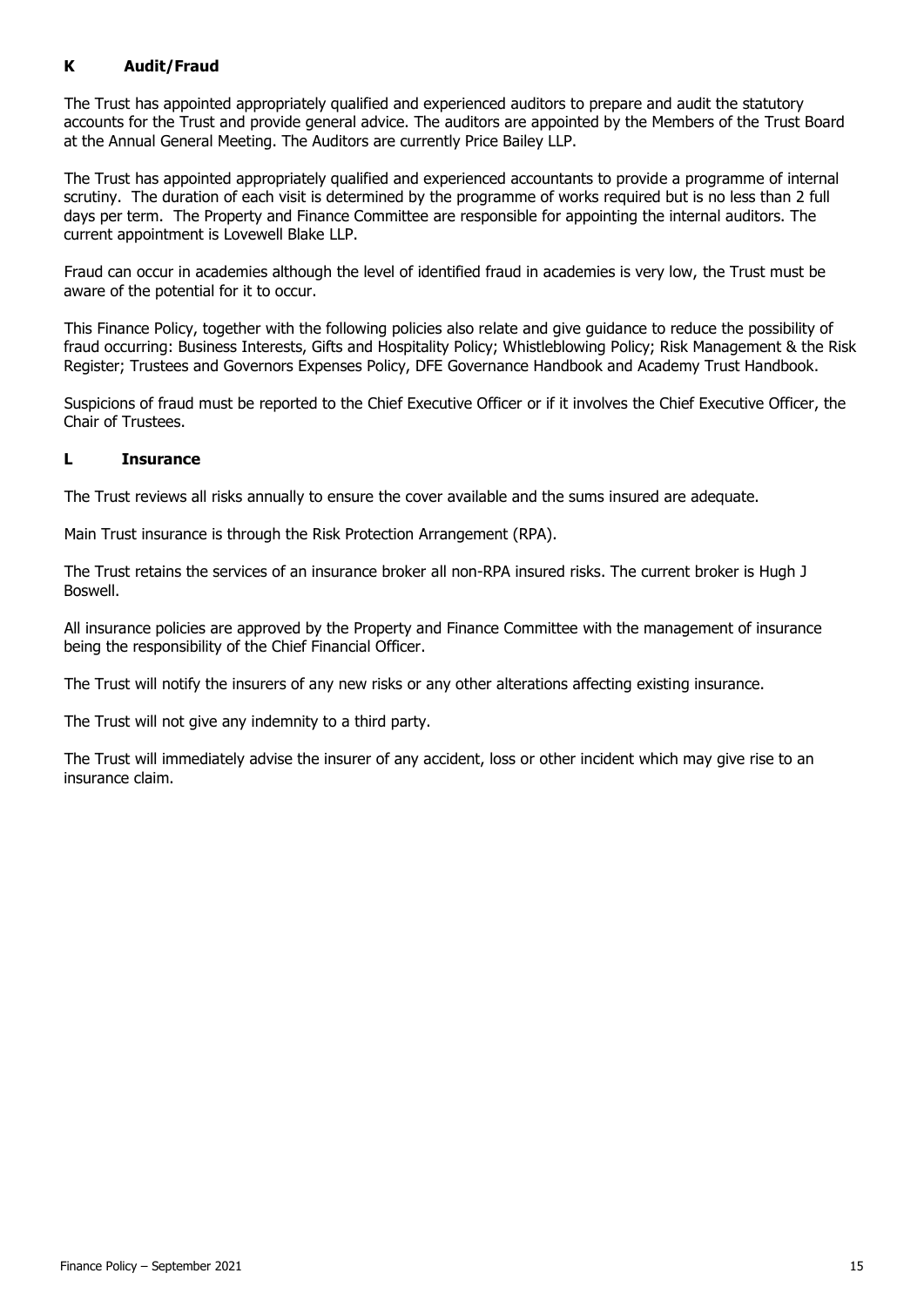## K Audit/Fraud

The Trust has appointed appropriately qualified and experienced auditors to prepare and audit the statutory accounts for the Trust and provide general advice. The auditors are appointed by the Members of the Trust Board at the Annual General Meeting. The Auditors are currently Price Bailey LLP.

The Trust has appointed appropriately qualified and experienced accountants to provide a programme of internal scrutiny. The duration of each visit is determined by the programme of works required but is no less than 2 full days per term. The Property and Finance Committee are responsible for appointing the internal auditors. The current appointment is Lovewell Blake LLP.

Fraud can occur in academies although the level of identified fraud in academies is very low, the Trust must be aware of the potential for it to occur.

This Finance Policy, together with the following policies also relate and give guidance to reduce the possibility of fraud occurring: Business Interests, Gifts and Hospitality Policy; Whistleblowing Policy; Risk Management & the Risk Register; Trustees and Governors Expenses Policy, DFE Governance Handbook and Academy Trust Handbook.

Suspicions of fraud must be reported to the Chief Executive Officer or if it involves the Chief Executive Officer, the Chair of Trustees.

## L Insurance

The Trust reviews all risks annually to ensure the cover available and the sums insured are adequate.

Main Trust insurance is through the Risk Protection Arrangement (RPA).

The Trust retains the services of an insurance broker all non-RPA insured risks. The current broker is Hugh J Boswell.

All insurance policies are approved by the Property and Finance Committee with the management of insurance being the responsibility of the Chief Financial Officer.

The Trust will notify the insurers of any new risks or any other alterations affecting existing insurance.

The Trust will not give any indemnity to a third party.

The Trust will immediately advise the insurer of any accident, loss or other incident which may give rise to an insurance claim.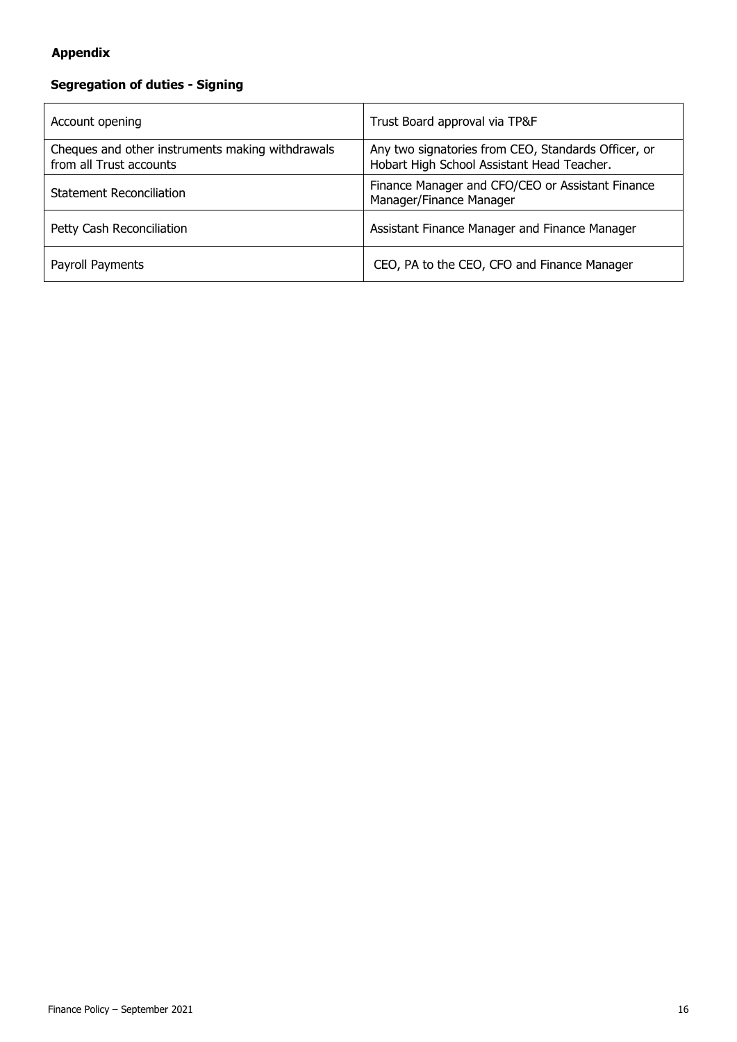**Appendix**

**Segregation of duties - Signing**

| | |
|---|---|
| Account opening | Trust Board approval via TP&F |
| Cheques and other instruments making withdrawals from all Trust accounts | Any two signatories from CEO, Standards Officer, or Hobart High School Assistant Head Teacher. |
| Statement Reconciliation | Finance Manager and CFO/CEO or Assistant Finance Manager/Finance Manager |
| Petty Cash Reconciliation | Assistant Finance Manager and Finance Manager |
| Payroll Payments | CEO, PA to the CEO, CFO and Finance Manager |